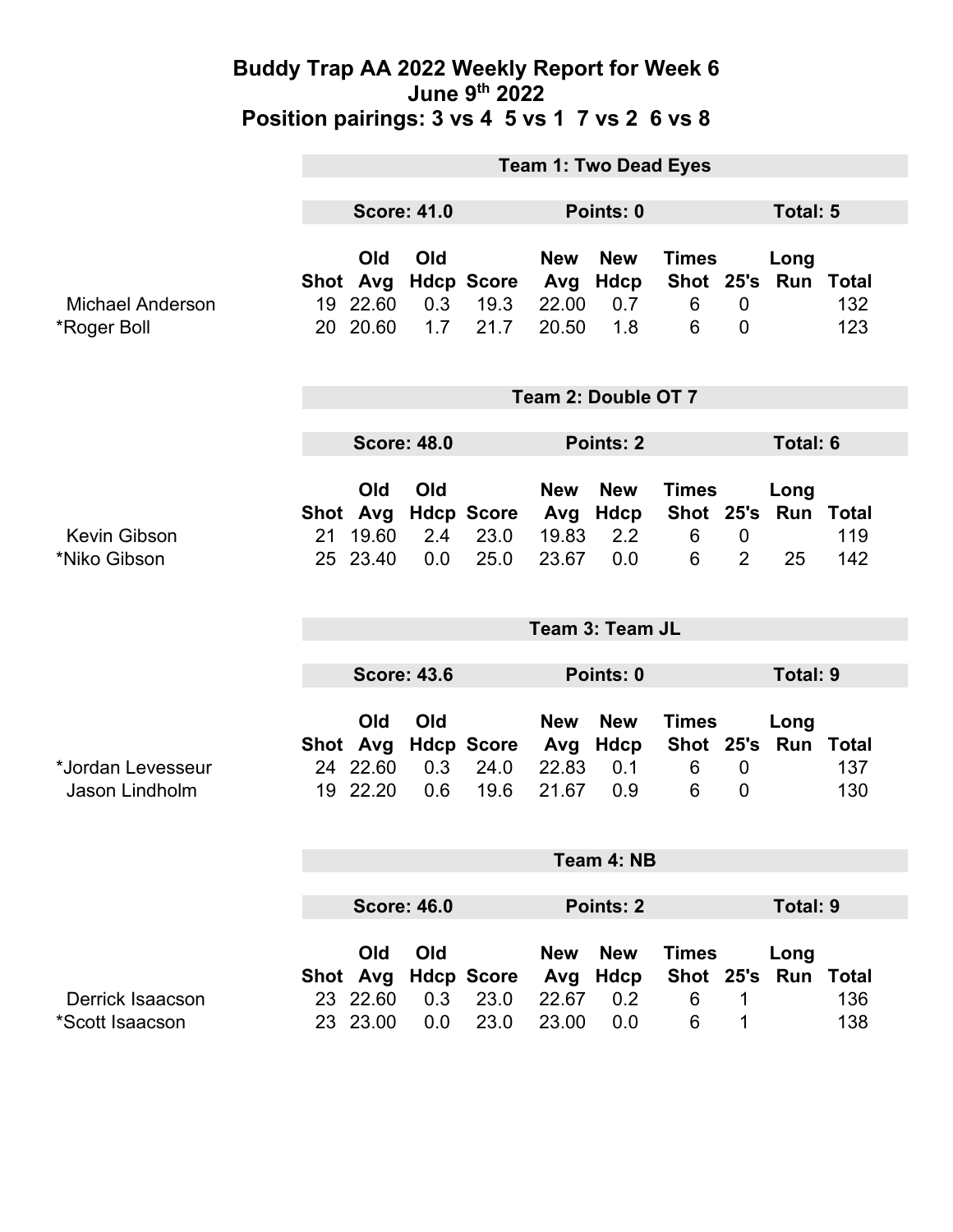# Buddy Trap AA 2022 Weekly Report for Week 6
## June 9th 2022
## Position pairings: 3 vs 4 5 vs 1 7 vs 2 6 vs 8

### Team 1: Two Dead Eyes

**Score: 41.0** | **Points: 0** | **Total: 5**

| | Shot | Old Avg | Old Hdcp | Score | New Avg | New Hdcp | Times Shot | 25's | Long Run | Total |
|---|---|---|---|---|---|---|---|---|---|---|
| Michael Anderson | 19 | 22.60 | 0.3 | 19.3 | 22.00 | 0.7 | 6 | 0 | | 132 |
| *Roger Boll | 20 | 20.60 | 1.7 | 21.7 | 20.50 | 1.8 | 6 | 0 | | 123 |

### Team 2: Double OT 7

**Score: 48.0** | **Points: 2** | **Total: 6**

| | Shot | Old Avg | Old Hdcp | Score | New Avg | New Hdcp | Times Shot | 25's | Long Run | Total |
|---|---|---|---|---|---|---|---|---|---|---|
| Kevin Gibson | 21 | 19.60 | 2.4 | 23.0 | 19.83 | 2.2 | 6 | 0 | | 119 |
| *Niko Gibson | 25 | 23.40 | 0.0 | 25.0 | 23.67 | 0.0 | 6 | 2 | 25 | 142 |

### Team 3: Team JL

**Score: 43.6** | **Points: 0** | **Total: 9**

| | Shot | Old Avg | Old Hdcp | Score | New Avg | New Hdcp | Times Shot | 25's | Long Run | Total |
|---|---|---|---|---|---|---|---|---|---|---|
| *Jordan Levesseur | 24 | 22.60 | 0.3 | 24.0 | 22.83 | 0.1 | 6 | 0 | | 137 |
| Jason Lindholm | 19 | 22.20 | 0.6 | 19.6 | 21.67 | 0.9 | 6 | 0 | | 130 |

### Team 4: NB

**Score: 46.0** | **Points: 2** | **Total: 9**

| | Shot | Old Avg | Old Hdcp | Score | New Avg | New Hdcp | Times Shot | 25's | Long Run | Total |
|---|---|---|---|---|---|---|---|---|---|---|
| Derrick Isaacson | 23 | 22.60 | 0.3 | 23.0 | 22.67 | 0.2 | 6 | 1 | | 136 |
| *Scott Isaacson | 23 | 23.00 | 0.0 | 23.0 | 23.00 | 0.0 | 6 | 1 | | 138 |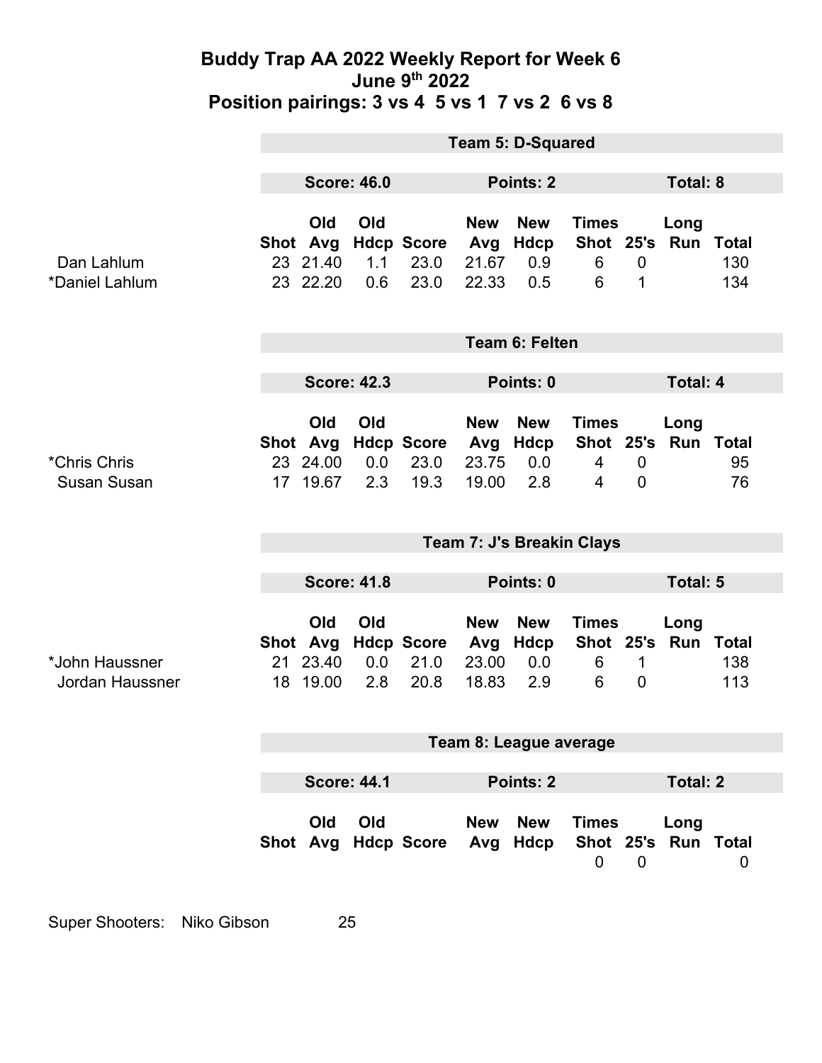# Buddy Trap AA 2022 Weekly Report for Week 6
## June 9th 2022
## Position pairings: 3 vs 4 5 vs 1 7 vs 2 6 vs 8

**Team 5: D-Squared**

**Score: 46.0** | **Points: 2** | **Total: 8**

| | Shot | Old Avg | Old Hdcp | Score | New Avg | New Hdcp | Times Shot | 25's | Long Run | Total |
|---|---|---|---|---|---|---|---|---|---|---|
| Dan Lahlum | 23 | 21.40 | 1.1 | 23.0 | 21.67 | 0.9 | 6 | 0 | | 130 |
| *Daniel Lahlum | 23 | 22.20 | 0.6 | 23.0 | 22.33 | 0.5 | 6 | 1 | | 134 |

**Team 6: Felten**

**Score: 42.3** | **Points: 0** | **Total: 4**

| | Shot | Old Avg | Old Hdcp | Score | New Avg | New Hdcp | Times Shot | 25's | Long Run | Total |
|---|---|---|---|---|---|---|---|---|---|---|
| *Chris Chris | 23 | 24.00 | 0.0 | 23.0 | 23.75 | 0.0 | 4 | 0 | | 95 |
| Susan Susan | 17 | 19.67 | 2.3 | 19.3 | 19.00 | 2.8 | 4 | 0 | | 76 |

**Team 7: J's Breakin Clays**

**Score: 41.8** | **Points: 0** | **Total: 5**

| | Shot | Old Avg | Old Hdcp | Score | New Avg | New Hdcp | Times Shot | 25's | Long Run | Total |
|---|---|---|---|---|---|---|---|---|---|---|
| *John Haussner | 21 | 23.40 | 0.0 | 21.0 | 23.00 | 0.0 | 6 | 1 | | 138 |
| Jordan Haussner | 18 | 19.00 | 2.8 | 20.8 | 18.83 | 2.9 | 6 | 0 | | 113 |

**Team 8: League average**

**Score: 44.1** | **Points: 2** | **Total: 2**

| | Shot | Old Avg | Old Hdcp | Score | New Avg | New Hdcp | Times Shot | 25's | Long Run | Total |
|---|---|---|---|---|---|---|---|---|---|---|
| | | | | | | | 0 | 0 | | 0 |

Super Shooters: Niko Gibson 25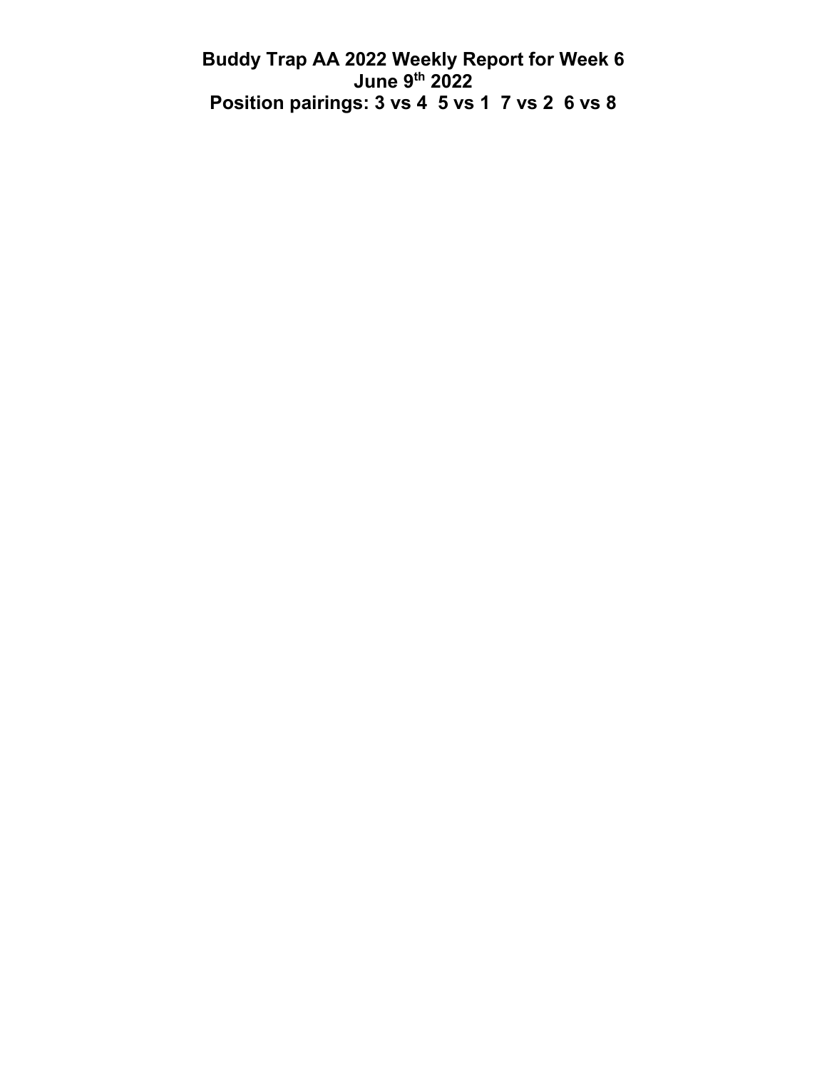# Buddy Trap AA 2022 Weekly Report for Week 6
# June 9th 2022
# Position pairings: 3 vs 4  5 vs 1  7 vs 2  6 vs 8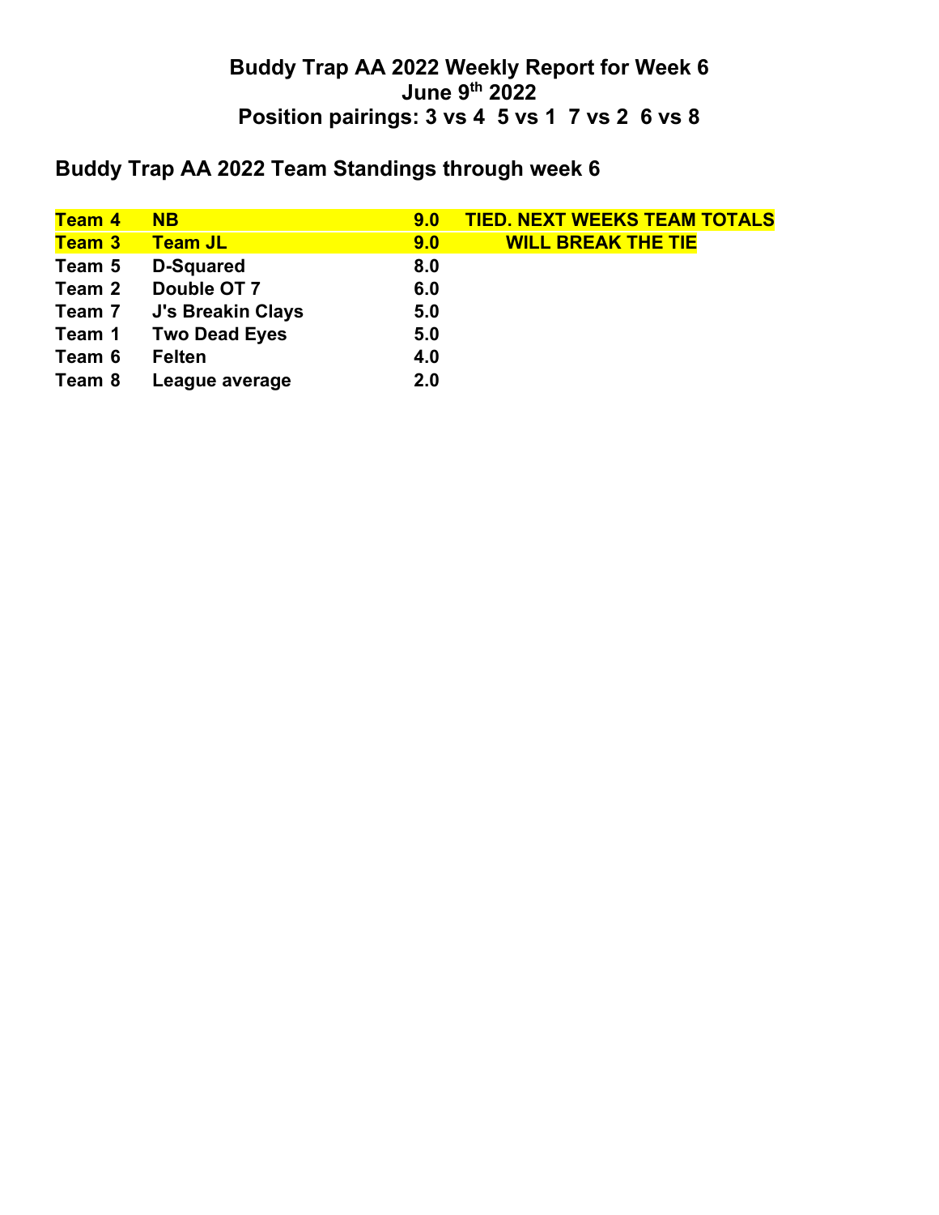# Buddy Trap AA 2022 Weekly Report for Week 6
# June 9th 2022
# Position pairings: 3 vs 4  5 vs 1  7 vs 2  6 vs 8

## Buddy Trap AA 2022 Team Standings through week 6

| | | | |
|---|---|---|---|
| **Team 4** | **NB** | **9.0** | **TIED. NEXT WEEKS TEAM TOTALS** |
| **Team 3** | **Team JL** | **9.0** | **WILL BREAK THE TIE** |
| **Team 5** | **D-Squared** | **8.0** | |
| **Team 2** | **Double OT 7** | **6.0** | |
| **Team 7** | **J's Breakin Clays** | **5.0** | |
| **Team 1** | **Two Dead Eyes** | **5.0** | |
| **Team 6** | **Felten** | **4.0** | |
| **Team 8** | **League average** | **2.0** | |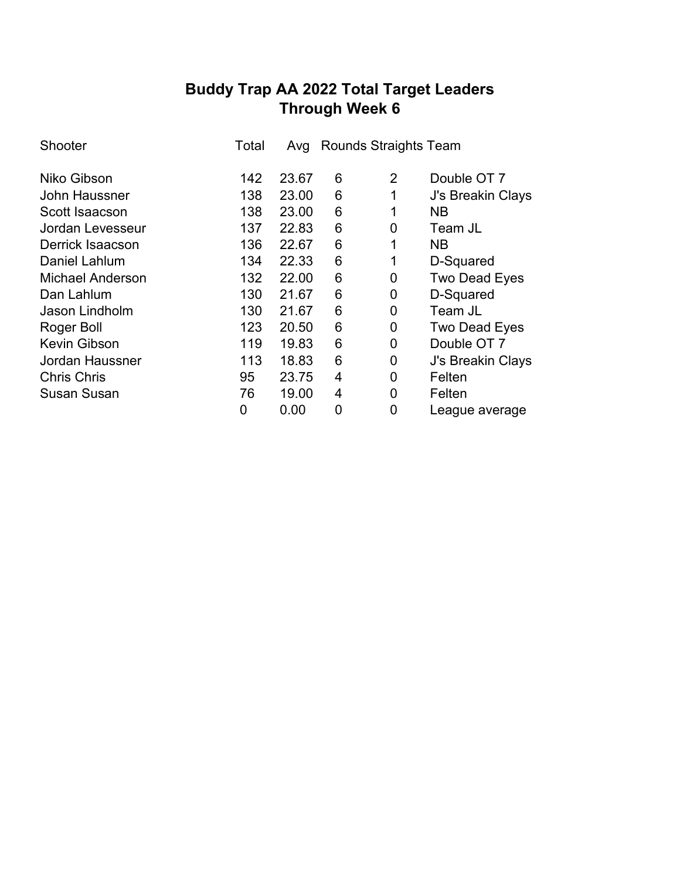# Buddy Trap AA 2022 Total Target Leaders
## Through Week 6

| Shooter | Total | Avg | Rounds | Straights | Team |
|---|---|---|---|---|---|
| Niko Gibson | 142 | 23.67 | 6 | 2 | Double OT 7 |
| John Haussner | 138 | 23.00 | 6 | 1 | J's Breakin Clays |
| Scott Isaacson | 138 | 23.00 | 6 | 1 | NB |
| Jordan Levesseur | 137 | 22.83 | 6 | 0 | Team JL |
| Derrick Isaacson | 136 | 22.67 | 6 | 1 | NB |
| Daniel Lahlum | 134 | 22.33 | 6 | 1 | D-Squared |
| Michael Anderson | 132 | 22.00 | 6 | 0 | Two Dead Eyes |
| Dan Lahlum | 130 | 21.67 | 6 | 0 | D-Squared |
| Jason Lindholm | 130 | 21.67 | 6 | 0 | Team JL |
| Roger Boll | 123 | 20.50 | 6 | 0 | Two Dead Eyes |
| Kevin Gibson | 119 | 19.83 | 6 | 0 | Double OT 7 |
| Jordan Haussner | 113 | 18.83 | 6 | 0 | J's Breakin Clays |
| Chris Chris | 95 | 23.75 | 4 | 0 | Felten |
| Susan Susan | 76 | 19.00 | 4 | 0 | Felten |
| | 0 | 0.00 | 0 | 0 | League average |